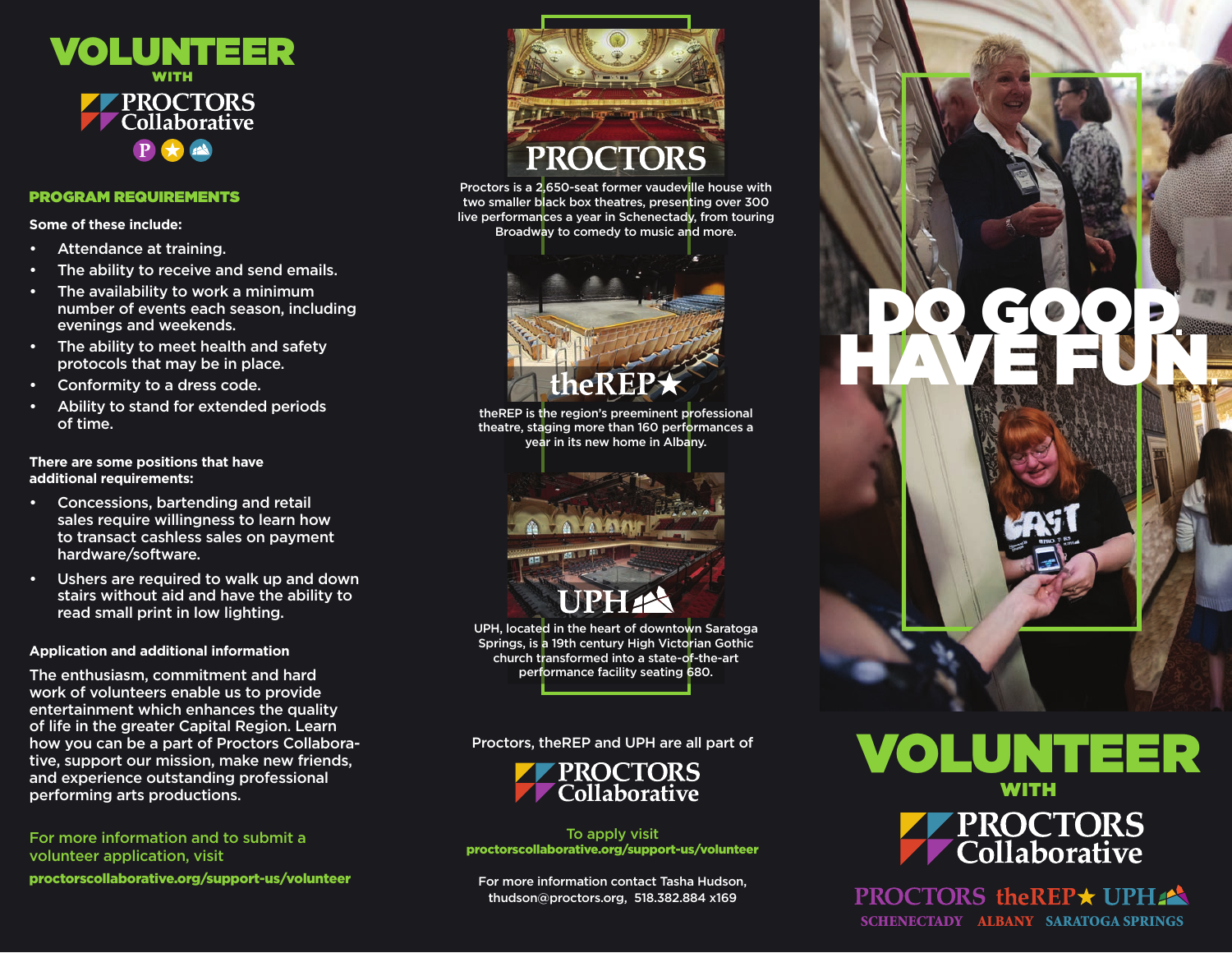# VOLUNTEER WITH PROCTORS Collaborative

## PROGRAM REQUIREMENTS

**Some of these include:**

- Attendance at training.
- The ability to receive and send emails.
- The availability to work a minimum number of events each season, including evenings and weekends.
- The ability to meet health and safety protocols that may be in place.
- Conformity to a dress code.
- Ability to stand for extended periods of time.

**There are some positions that have additional requirements:**

- Concessions, bartending and retail sales require willingness to learn how to transact cashless sales on payment hardware/software.
- Ushers are required to walk up and down stairs without aid and have the ability to read small print in low lighting.

**Application and additional information**

The enthusiasm, commitment and hard work of volunteers enable us to provide entertainment which enhances the quality of life in the greater Capital Region. Learn how you can be a part of Proctors Collaborative, support our mission, make new friends, and experience outstanding professional performing arts productions.

For more information and to submit a volunteer application, visit

**proctorscollaborative.org/support-us/volunteer**

## PROCTORS

Proctors is a 2,650-seat former vaudeville house with two smaller black box theatres, presenting over 300 live performances a year in Schenectady, from touring Broadway to comedy to music and more.

## theREP★

theREP is the region's preeminent professional theatre, staging more than 160 performances a year in its new home in Albany.

## UPH

UPH, located in the heart of downtown Saratoga Springs, is a 19th century High Victorian Gothic church transformed into a state-of-the-art performance facility seating 680.

Proctors, theREP and UPH are all part of PROCTORS Collaborative

To apply visit
**proctorscollaborative.org/support-us/volunteer**

For more information contact Tasha Hudson, thudson@proctors.org, 518.382.884 x169

# DO GOOD. HAVE FUN.

# VOLUNTEER WITH PROCTORS Collaborative

PROCTORS SCHENECTADY | theREP★ ALBANY | UPH SARATOGA SPRINGS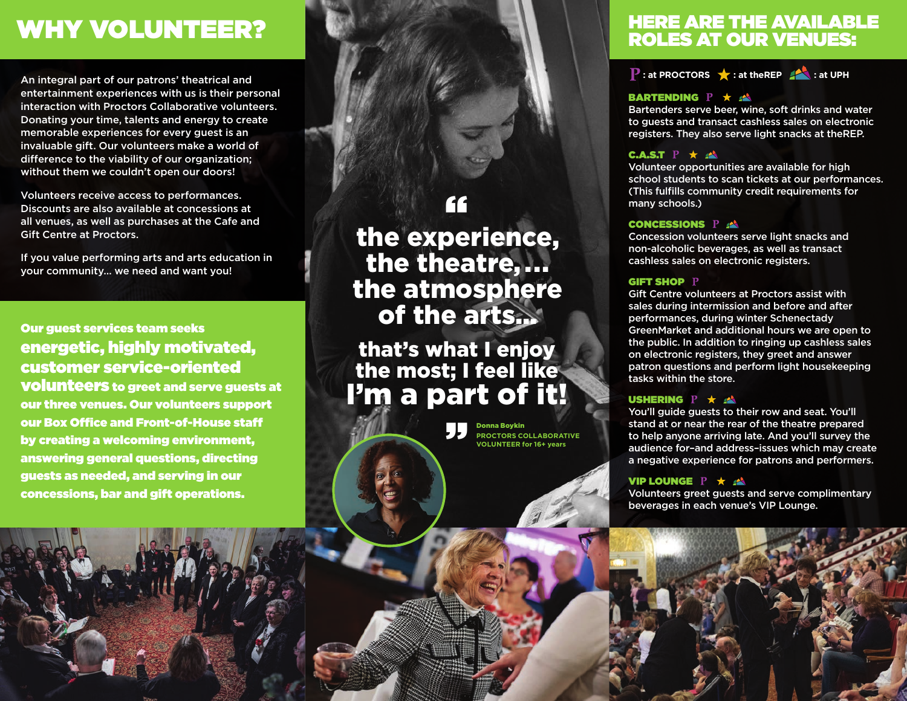# WHY VOLUNTEER?

An integral part of our patrons' theatrical and entertainment experiences with us is their personal interaction with Proctors Collaborative volunteers. Donating your time, talents and energy to create memorable experiences for every guest is an invaluable gift. Our volunteers make a world of difference to the viability of our organization; without them we couldn't open our doors!

Volunteers receive access to performances. Discounts are also available at concessions at all venues, as well as purchases at the Cafe and Gift Centre at Proctors.

If you value performing arts and arts education in your community... we need and want you!

**Our guest services team seeks energetic, highly motivated, customer service-oriented volunteers to greet and serve guests at our three venues. Our volunteers support our Box Office and Front-of-House staff by creating a welcoming environment, answering general questions, directing guests as needed, and serving in our concessions, bar and gift operations.**

> "the experience, the theatre,... the atmosphere of the arts... that's what I enjoy the most; I feel like I'm a part of it!"
>
> **Donna Boykin**
> PROCTORS COLLABORATIVE VOLUNTEER for 16+ years

# HERE ARE THE AVAILABLE ROLES AT OUR VENUES:

P : at PROCTORS ★ : at theREP ▲ : at UPH

### BARTENDING P ★ ▲
Bartenders serve beer, wine, soft drinks and water to guests and transact cashless sales on electronic registers. They also serve light snacks at theREP.

### C.A.S.T P ★ ▲
Volunteer opportunities are available for high school students to scan tickets at our performances. (This fulfills community credit requirements for many schools.)

### CONCESSIONS P ▲
Concession volunteers serve light snacks and non-alcoholic beverages, as well as transact cashless sales on electronic registers.

### GIFT SHOP P
Gift Centre volunteers at Proctors assist with sales during intermission and before and after performances, during winter Schenectady GreenMarket and additional hours we are open to the public. In addition to ringing up cashless sales on electronic registers, they greet and answer patron questions and perform light housekeeping tasks within the store.

### USHERING P ★ ▲
You'll guide guests to their row and seat. You'll stand at or near the rear of the theatre prepared to help anyone arriving late. And you'll survey the audience for–and address–issues which may create a negative experience for patrons and performers.

### VIP LOUNGE P ★ ▲
Volunteers greet guests and serve complimentary beverages in each venue's VIP Lounge.